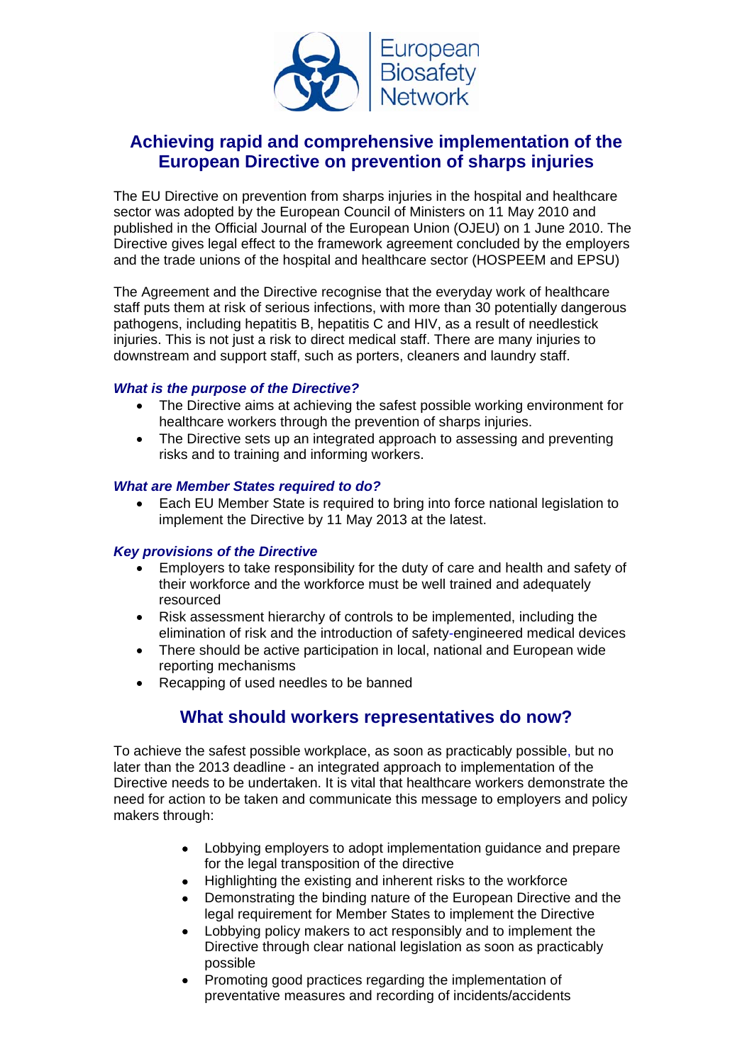European Biosafety Network

# Achieving rapid and comprehensive implementation of the European Directive on prevention of sharps injuries

The EU Directive on prevention from sharps injuries in the hospital and healthcare sector was adopted by the European Council of Ministers on 11 May 2010 and published in the Official Journal of the European Union (OJEU) on 1 June 2010. The Directive gives legal effect to the framework agreement concluded by the employers and the trade unions of the hospital and healthcare sector (HOSPEEM and EPSU)

The Agreement and the Directive recognise that the everyday work of healthcare staff puts them at risk of serious infections, with more than 30 potentially dangerous pathogens, including hepatitis B, hepatitis C and HIV, as a result of needlestick injuries. This is not just a risk to direct medical staff. There are many injuries to downstream and support staff, such as porters, cleaners and laundry staff.

### *What is the purpose of the Directive?*

- The Directive aims at achieving the safest possible working environment for healthcare workers through the prevention of sharps injuries.
- The Directive sets up an integrated approach to assessing and preventing risks and to training and informing workers.

### *What are Member States required to do?*

- Each EU Member State is required to bring into force national legislation to implement the Directive by 11 May 2013 at the latest.

### *Key provisions of the Directive*

- Employers to take responsibility for the duty of care and health and safety of their workforce and the workforce must be well trained and adequately resourced
- Risk assessment hierarchy of controls to be implemented, including the elimination of risk and the introduction of safety-engineered medical devices
- There should be active participation in local, national and European wide reporting mechanisms
- Recapping of used needles to be banned

## What should workers representatives do now?

To achieve the safest possible workplace, as soon as practicably possible, but no later than the 2013 deadline - an integrated approach to implementation of the Directive needs to be undertaken. It is vital that healthcare workers demonstrate the need for action to be taken and communicate this message to employers and policy makers through:

- Lobbying employers to adopt implementation guidance and prepare for the legal transposition of the directive
- Highlighting the existing and inherent risks to the workforce
- Demonstrating the binding nature of the European Directive and the legal requirement for Member States to implement the Directive
- Lobbying policy makers to act responsibly and to implement the Directive through clear national legislation as soon as practicably possible
- Promoting good practices regarding the implementation of preventative measures and recording of incidents/accidents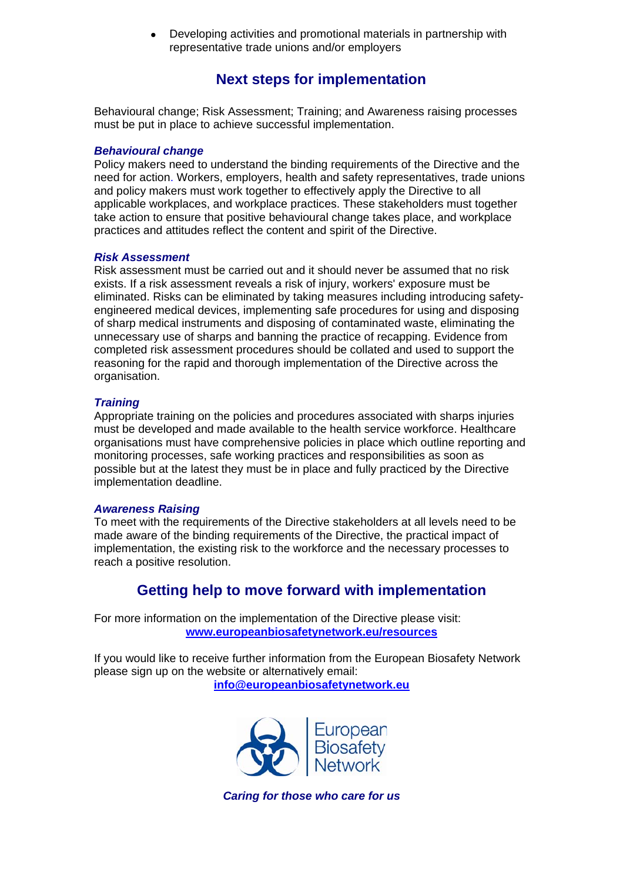- Developing activities and promotional materials in partnership with representative trade unions and/or employers

## Next steps for implementation

Behavioural change; Risk Assessment; Training; and Awareness raising processes must be put in place to achieve successful implementation.

### *Behavioural change*

Policy makers need to understand the binding requirements of the Directive and the need for action. Workers, employers, health and safety representatives, trade unions and policy makers must work together to effectively apply the Directive to all applicable workplaces, and workplace practices. These stakeholders must together take action to ensure that positive behavioural change takes place, and workplace practices and attitudes reflect the content and spirit of the Directive.

### *Risk Assessment*

Risk assessment must be carried out and it should never be assumed that no risk exists. If a risk assessment reveals a risk of injury, workers' exposure must be eliminated. Risks can be eliminated by taking measures including introducing safety-engineered medical devices, implementing safe procedures for using and disposing of sharp medical instruments and disposing of contaminated waste, eliminating the unnecessary use of sharps and banning the practice of recapping. Evidence from completed risk assessment procedures should be collated and used to support the reasoning for the rapid and thorough implementation of the Directive across the organisation.

### *Training*

Appropriate training on the policies and procedures associated with sharps injuries must be developed and made available to the health service workforce. Healthcare organisations must have comprehensive policies in place which outline reporting and monitoring processes, safe working practices and responsibilities as soon as possible but at the latest they must be in place and fully practiced by the Directive implementation deadline.

### *Awareness Raising*

To meet with the requirements of the Directive stakeholders at all levels need to be made aware of the binding requirements of the Directive, the practical impact of implementation, the existing risk to the workforce and the necessary processes to reach a positive resolution.

## Getting help to move forward with implementation

For more information on the implementation of the Directive please visit:
**www.europeanbiosafetynetwork.eu/resources**

If you would like to receive further information from the European Biosafety Network please sign up on the website or alternatively email:
**info@europeanbiosafetynetwork.eu**

European Biosafety Network

***Caring for those who care for us***